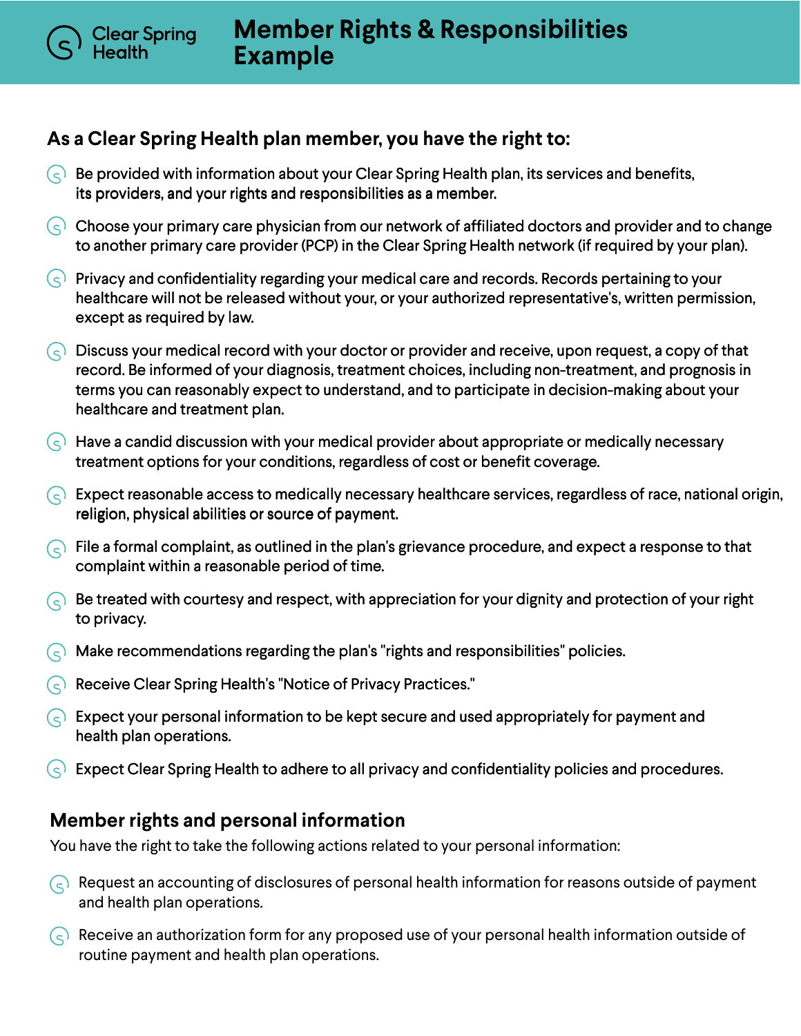Clear Spring Health

# Member Rights & Responsibilities Example

## As a Clear Spring Health plan member, you have the right to:

- Be provided with information about your Clear Spring Health plan, its services and benefits, its providers, and your rights and responsibilities as a member.
- Choose your primary care physician from our network of affiliated doctors and provider and to change to another primary care provider (PCP) in the Clear Spring Health network (if required by your plan).
- Privacy and confidentiality regarding your medical care and records. Records pertaining to your healthcare will not be released without your, or your authorized representative's, written permission, except as required by law.
- Discuss your medical record with your doctor or provider and receive, upon request, a copy of that record. Be informed of your diagnosis, treatment choices, including non-treatment, and prognosis in terms you can reasonably expect to understand, and to participate in decision-making about your healthcare and treatment plan.
- Have a candid discussion with your medical provider about appropriate or medically necessary treatment options for your conditions, regardless of cost or benefit coverage.
- Expect reasonable access to medically necessary healthcare services, regardless of race, national origin, religion, physical abilities or source of payment.
- File a formal complaint, as outlined in the plan's grievance procedure, and expect a response to that complaint within a reasonable period of time.
- Be treated with courtesy and respect, with appreciation for your dignity and protection of your right to privacy.
- Make recommendations regarding the plan's "rights and responsibilities" policies.
- Receive Clear Spring Health's "Notice of Privacy Practices."
- Expect your personal information to be kept secure and used appropriately for payment and health plan operations.
- Expect Clear Spring Health to adhere to all privacy and confidentiality policies and procedures.

## Member rights and personal information

You have the right to take the following actions related to your personal information:

- Request an accounting of disclosures of personal health information for reasons outside of payment and health plan operations.
- Receive an authorization form for any proposed use of your personal health information outside of routine payment and health plan operations.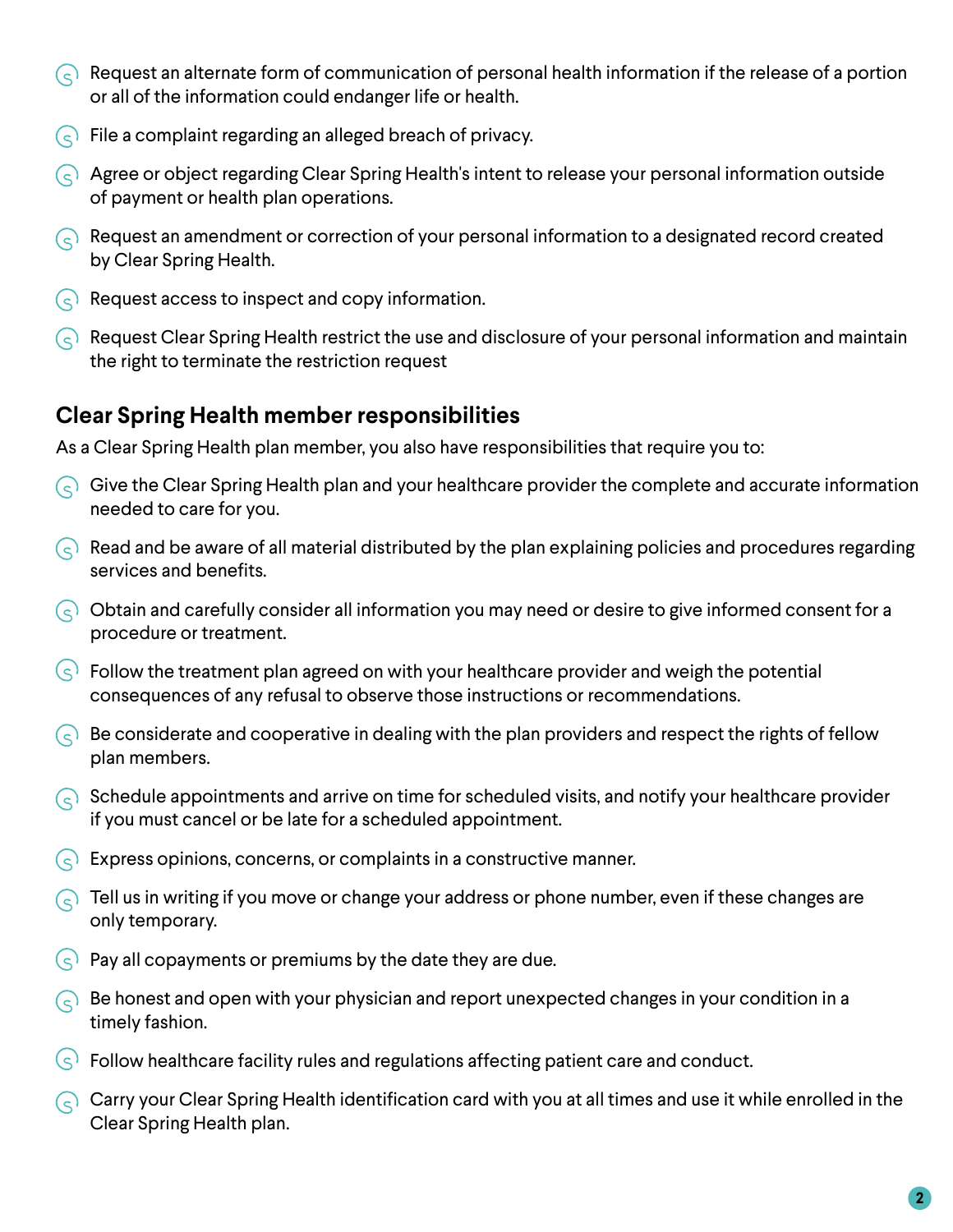- Request an alternate form of communication of personal health information if the release of a portion or all of the information could endanger life or health.
- File a complaint regarding an alleged breach of privacy.
- Agree or object regarding Clear Spring Health's intent to release your personal information outside of payment or health plan operations.
- Request an amendment or correction of your personal information to a designated record created by Clear Spring Health.
- Request access to inspect and copy information.
- Request Clear Spring Health restrict the use and disclosure of your personal information and maintain the right to terminate the restriction request

## Clear Spring Health member responsibilities

As a Clear Spring Health plan member, you also have responsibilities that require you to:

- Give the Clear Spring Health plan and your healthcare provider the complete and accurate information needed to care for you.
- Read and be aware of all material distributed by the plan explaining policies and procedures regarding services and benefits.
- Obtain and carefully consider all information you may need or desire to give informed consent for a procedure or treatment.
- Follow the treatment plan agreed on with your healthcare provider and weigh the potential consequences of any refusal to observe those instructions or recommendations.
- Be considerate and cooperative in dealing with the plan providers and respect the rights of fellow plan members.
- Schedule appointments and arrive on time for scheduled visits, and notify your healthcare provider if you must cancel or be late for a scheduled appointment.
- Express opinions, concerns, or complaints in a constructive manner.
- Tell us in writing if you move or change your address or phone number, even if these changes are only temporary.
- Pay all copayments or premiums by the date they are due.
- Be honest and open with your physician and report unexpected changes in your condition in a timely fashion.
- Follow healthcare facility rules and regulations affecting patient care and conduct.
- Carry your Clear Spring Health identification card with you at all times and use it while enrolled in the Clear Spring Health plan.